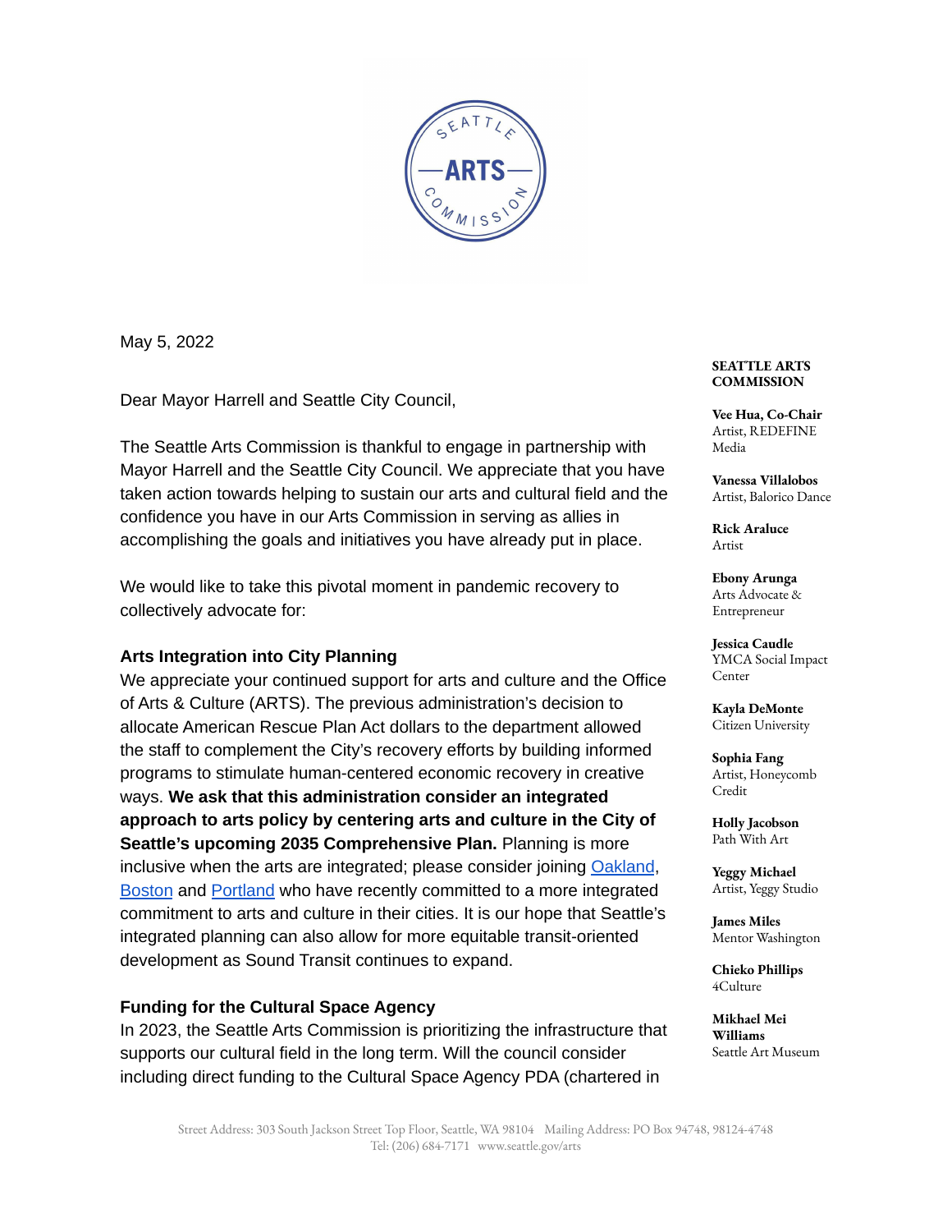May 5, 2022

Dear Mayor Harrell and Seattle City Council,

The Seattle Arts Commission is thankful to engage in partnership with Mayor Harrell and the Seattle City Council. We appreciate that you have taken action towards helping to sustain our arts and cultural field and the confidence you have in our Arts Commission in serving as allies in accomplishing the goals and initiatives you have already put in place.

We would like to take this pivotal moment in pandemic recovery to collectively advocate for:

### Arts Integration into City Planning

We appreciate your continued support for arts and culture and the Office of Arts & Culture (ARTS). The previous administration's decision to allocate American Rescue Plan Act dollars to the department allowed the staff to complement the City's recovery efforts by building informed programs to stimulate human-centered economic recovery in creative ways. **We ask that this administration consider an integrated approach to arts policy by centering arts and culture in the City of Seattle's upcoming 2035 Comprehensive Plan.** Planning is more inclusive when the arts are integrated; please consider joining Oakland, Boston and Portland who have recently committed to a more integrated commitment to arts and culture in their cities. It is our hope that Seattle's integrated planning can also allow for more equitable transit-oriented development as Sound Transit continues to expand.

### Funding for the Cultural Space Agency

In 2023, the Seattle Arts Commission is prioritizing the infrastructure that supports our cultural field in the long term. Will the council consider including direct funding to the Cultural Space Agency PDA (chartered in

**SEATTLE ARTS COMMISSION**

**Vee Hua, Co-Chair**
Artist, REDEFINE Media

**Vanessa Villalobos**
Artist, Balorico Dance

**Rick Araluce**
Artist

**Ebony Arunga**
Arts Advocate & Entrepreneur

**Jessica Caudle**
YMCA Social Impact Center

**Kayla DeMonte**
Citizen University

**Sophia Fang**
Artist, Honeycomb Credit

**Holly Jacobson**
Path With Art

**Yeggy Michael**
Artist, Yeggy Studio

**James Miles**
Mentor Washington

**Chieko Phillips**
4Culture

**Mikhael Mei Williams**
Seattle Art Museum

Street Address: 303 South Jackson Street Top Floor, Seattle, WA 98104 Mailing Address: PO Box 94748, 98124-4748
Tel: (206) 684-7171 www.seattle.gov/arts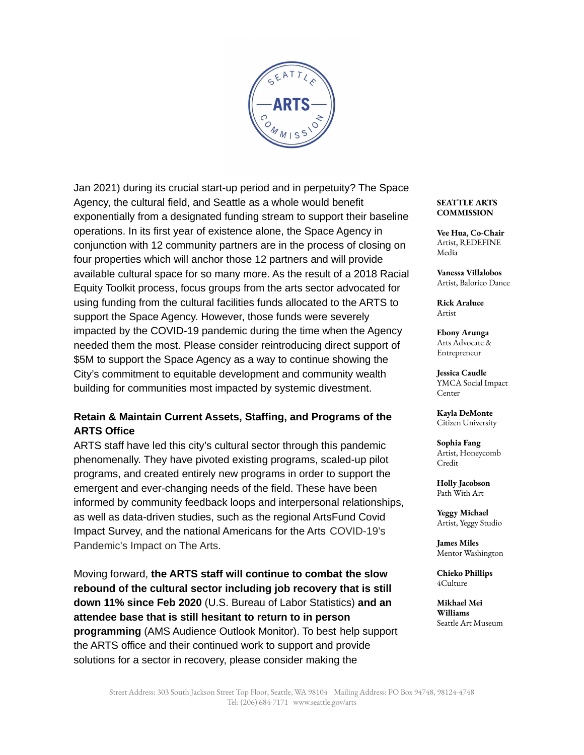Jan 2021) during its crucial start-up period and in perpetuity? The Space Agency, the cultural field, and Seattle as a whole would benefit exponentially from a designated funding stream to support their baseline operations. In its first year of existence alone, the Space Agency in conjunction with 12 community partners are in the process of closing on four properties which will anchor those 12 partners and will provide available cultural space for so many more. As the result of a 2018 Racial Equity Toolkit process, focus groups from the arts sector advocated for using funding from the cultural facilities funds allocated to the ARTS to support the Space Agency. However, those funds were severely impacted by the COVID-19 pandemic during the time when the Agency needed them the most. Please consider reintroducing direct support of $5M to support the Space Agency as a way to continue showing the City's commitment to equitable development and community wealth building for communities most impacted by systemic divestment.

**Retain & Maintain Current Assets, Staffing, and Programs of the ARTS Office**

ARTS staff have led this city's cultural sector through this pandemic phenomenally. They have pivoted existing programs, scaled-up pilot programs, and created entirely new programs in order to support the emergent and ever-changing needs of the field. These have been informed by community feedback loops and interpersonal relationships, as well as data-driven studies, such as the regional ArtsFund Covid Impact Survey, and the national Americans for the Arts COVID-19's Pandemic's Impact on The Arts.

Moving forward, **the ARTS staff will continue to combat the slow rebound of the cultural sector including job recovery that is still down 11% since Feb 2020** (U.S. Bureau of Labor Statistics) **and an attendee base that is still hesitant to return to in person programming** (AMS Audience Outlook Monitor). To best help support the ARTS office and their continued work to support and provide solutions for a sector in recovery, please consider making the

**SEATTLE ARTS COMMISSION**

**Vee Hua, Co-Chair**
Artist, REDEFINE Media

**Vanessa Villalobos**
Artist, Balorico Dance

**Rick Araluce**
Artist

**Ebony Arunga**
Arts Advocate & Entrepreneur

**Jessica Caudle**
YMCA Social Impact Center

**Kayla DeMonte**
Citizen University

**Sophia Fang**
Artist, Honeycomb Credit

**Holly Jacobson**
Path With Art

**Yeggy Michael**
Artist, Yeggy Studio

**James Miles**
Mentor Washington

**Chieko Phillips**
4Culture

**Mikhael Mei Williams**
Seattle Art Museum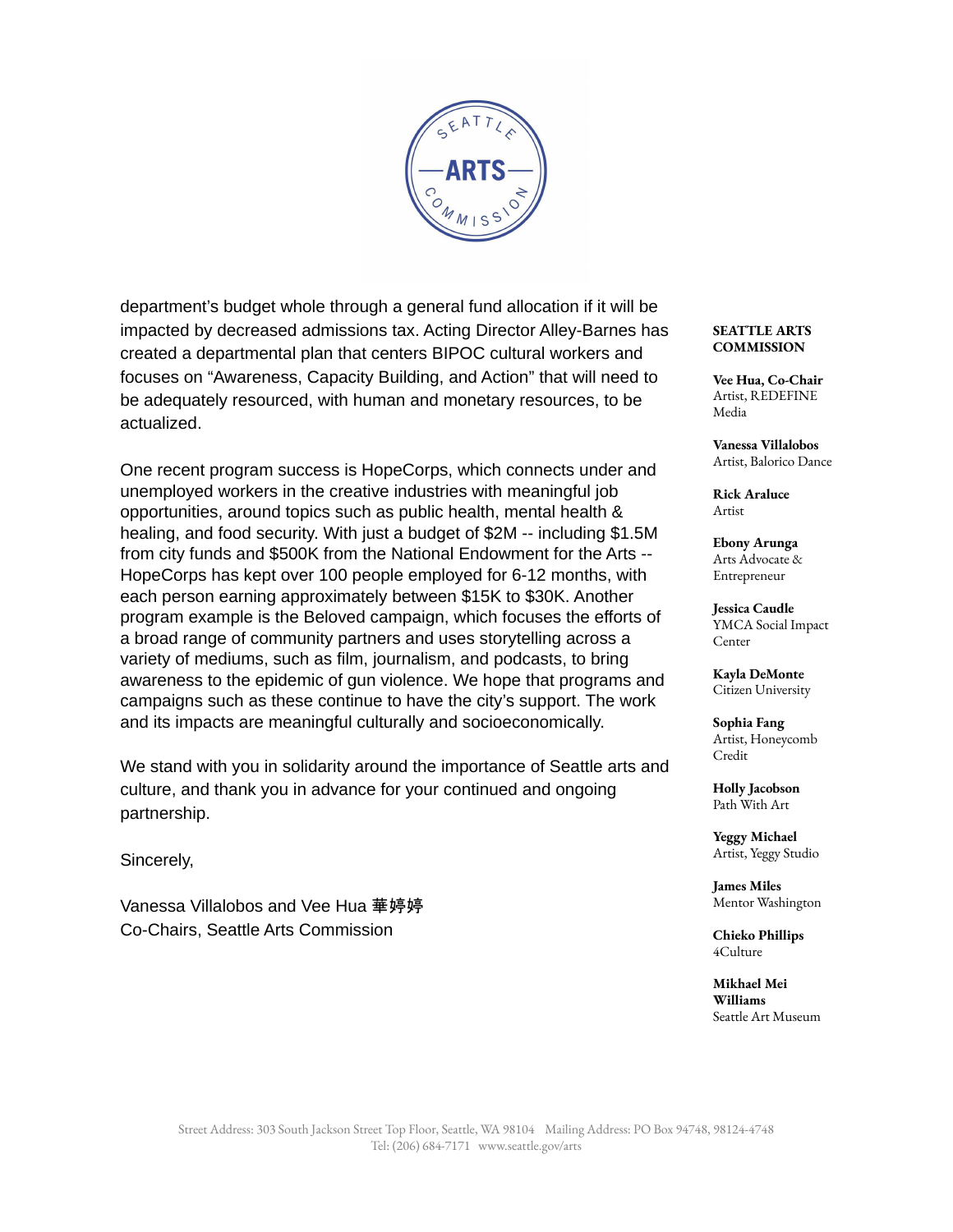department's budget whole through a general fund allocation if it will be impacted by decreased admissions tax. Acting Director Alley-Barnes has created a departmental plan that centers BIPOC cultural workers and focuses on "Awareness, Capacity Building, and Action" that will need to be adequately resourced, with human and monetary resources, to be actualized.

One recent program success is HopeCorps, which connects under and unemployed workers in the creative industries with meaningful job opportunities, around topics such as public health, mental health & healing, and food security. With just a budget of $2M -- including $1.5M from city funds and $500K from the National Endowment for the Arts -- HopeCorps has kept over 100 people employed for 6-12 months, with each person earning approximately between $15K to $30K. Another program example is the Beloved campaign, which focuses the efforts of a broad range of community partners and uses storytelling across a variety of mediums, such as film, journalism, and podcasts, to bring awareness to the epidemic of gun violence. We hope that programs and campaigns such as these continue to have the city's support. The work and its impacts are meaningful culturally and socioeconomically.

We stand with you in solidarity around the importance of Seattle arts and culture, and thank you in advance for your continued and ongoing partnership.

Sincerely,

Vanessa Villalobos and Vee Hua 華婷婷
Co-Chairs, Seattle Arts Commission

**SEATTLE ARTS COMMISSION**

**Vee Hua, Co-Chair**
Artist, REDEFINE Media

**Vanessa Villalobos**
Artist, Balorico Dance

**Rick Araluce**
Artist

**Ebony Arunga**
Arts Advocate & Entrepreneur

**Jessica Caudle**
YMCA Social Impact Center

**Kayla DeMonte**
Citizen University

**Sophia Fang**
Artist, Honeycomb Credit

**Holly Jacobson**
Path With Art

**Yeggy Michael**
Artist, Yeggy Studio

**James Miles**
Mentor Washington

**Chieko Phillips**
4Culture

**Mikhael Mei Williams**
Seattle Art Museum

Street Address: 303 South Jackson Street Top Floor, Seattle, WA 98104 Mailing Address: PO Box 94748, 98124-4748
Tel: (206) 684-7171 www.seattle.gov/arts